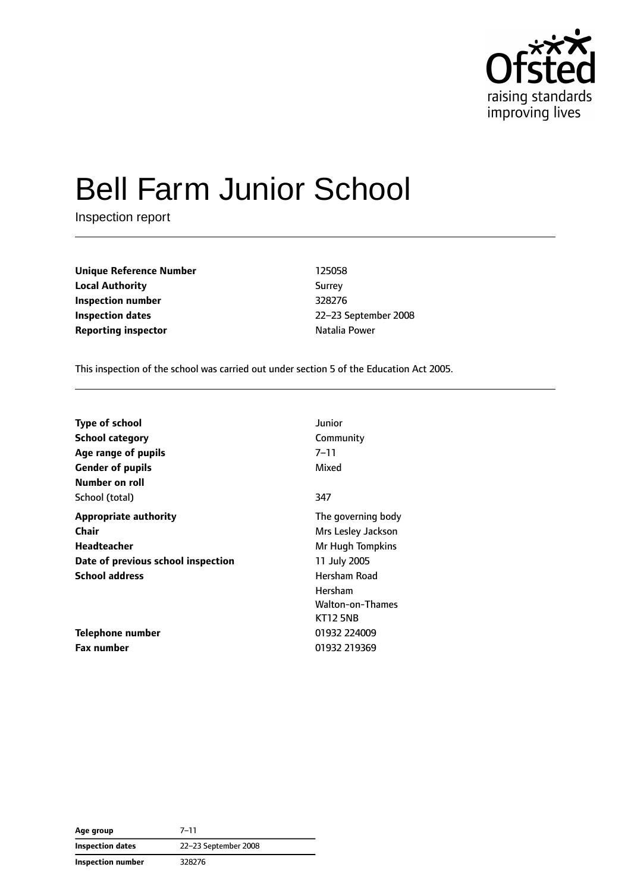Ofsted
raising standards
improving lives

# Bell Farm Junior School

Inspection report

| | |
|---|---|
| **Unique Reference Number** | 125058 |
| **Local Authority** | Surrey |
| **Inspection number** | 328276 |
| **Inspection dates** | 22–23 September 2008 |
| **Reporting inspector** | Natalia Power |

This inspection of the school was carried out under section 5 of the Education Act 2005.

| | |
|---|---|
| **Type of school** | Junior |
| **School category** | Community |
| **Age range of pupils** | 7–11 |
| **Gender of pupils** | Mixed |
| **Number on roll** | |
| School (total) | 347 |
| **Appropriate authority** | The governing body |
| **Chair** | Mrs Lesley Jackson |
| **Headteacher** | Mr Hugh Tompkins |
| **Date of previous school inspection** | 11 July 2005 |
| **School address** | Hersham Road<br>Hersham<br>Walton-on-Thames<br>KT12 5NB |
| **Telephone number** | 01932 224009 |
| **Fax number** | 01932 219369 |

| | |
|---|---|
| **Age group** | 7–11 |
| **Inspection dates** | 22–23 September 2008 |
| **Inspection number** | 328276 |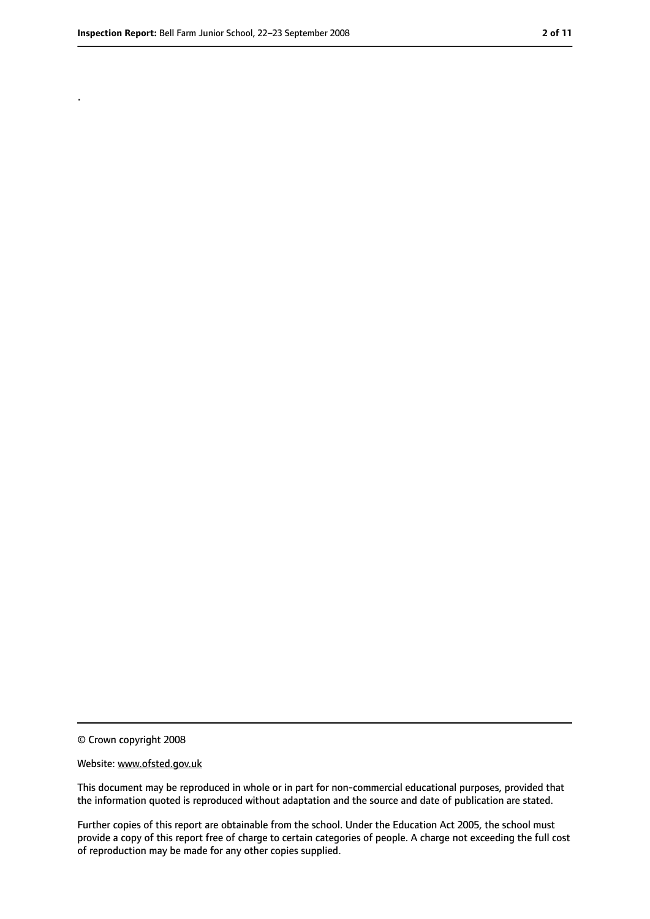.

© Crown copyright 2008

Website: www.ofsted.gov.uk

This document may be reproduced in whole or in part for non-commercial educational purposes, provided that the information quoted is reproduced without adaptation and the source and date of publication are stated.

Further copies of this report are obtainable from the school. Under the Education Act 2005, the school must provide a copy of this report free of charge to certain categories of people. A charge not exceeding the full cost of reproduction may be made for any other copies supplied.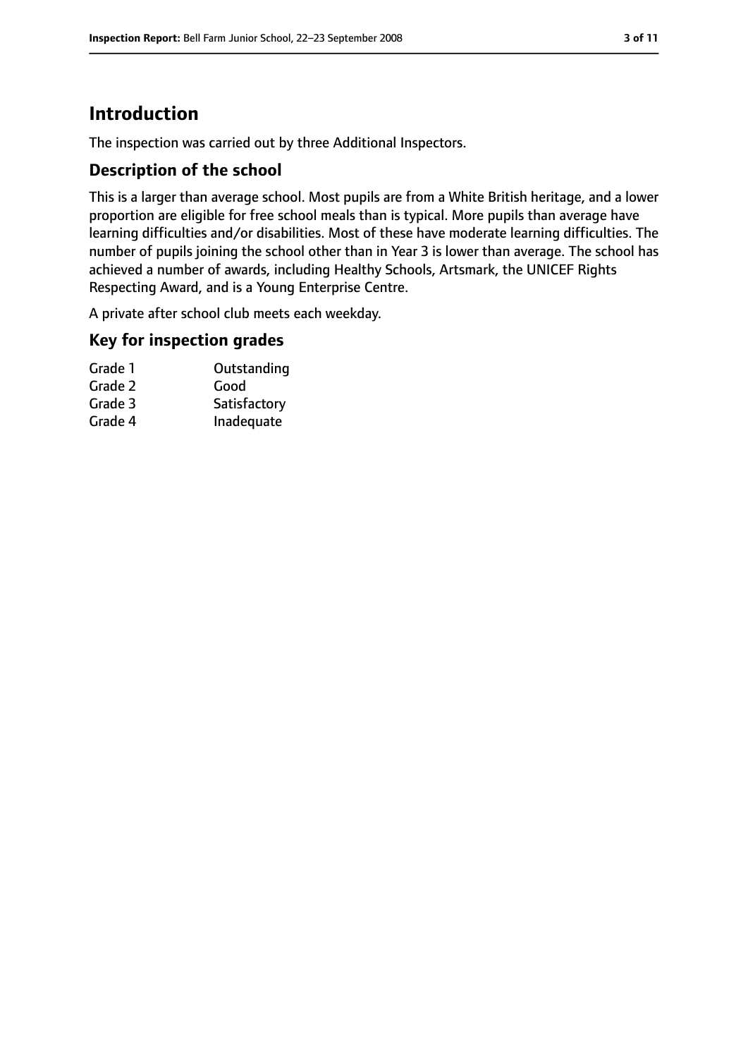# Introduction

The inspection was carried out by three Additional Inspectors.

## Description of the school

This is a larger than average school. Most pupils are from a White British heritage, and a lower proportion are eligible for free school meals than is typical. More pupils than average have learning difficulties and/or disabilities. Most of these have moderate learning difficulties. The number of pupils joining the school other than in Year 3 is lower than average. The school has achieved a number of awards, including Healthy Schools, Artsmark, the UNICEF Rights Respecting Award, and is a Young Enterprise Centre.

A private after school club meets each weekday.

## Key for inspection grades

| | |
|---|---|
| Grade 1 | Outstanding |
| Grade 2 | Good |
| Grade 3 | Satisfactory |
| Grade 4 | Inadequate |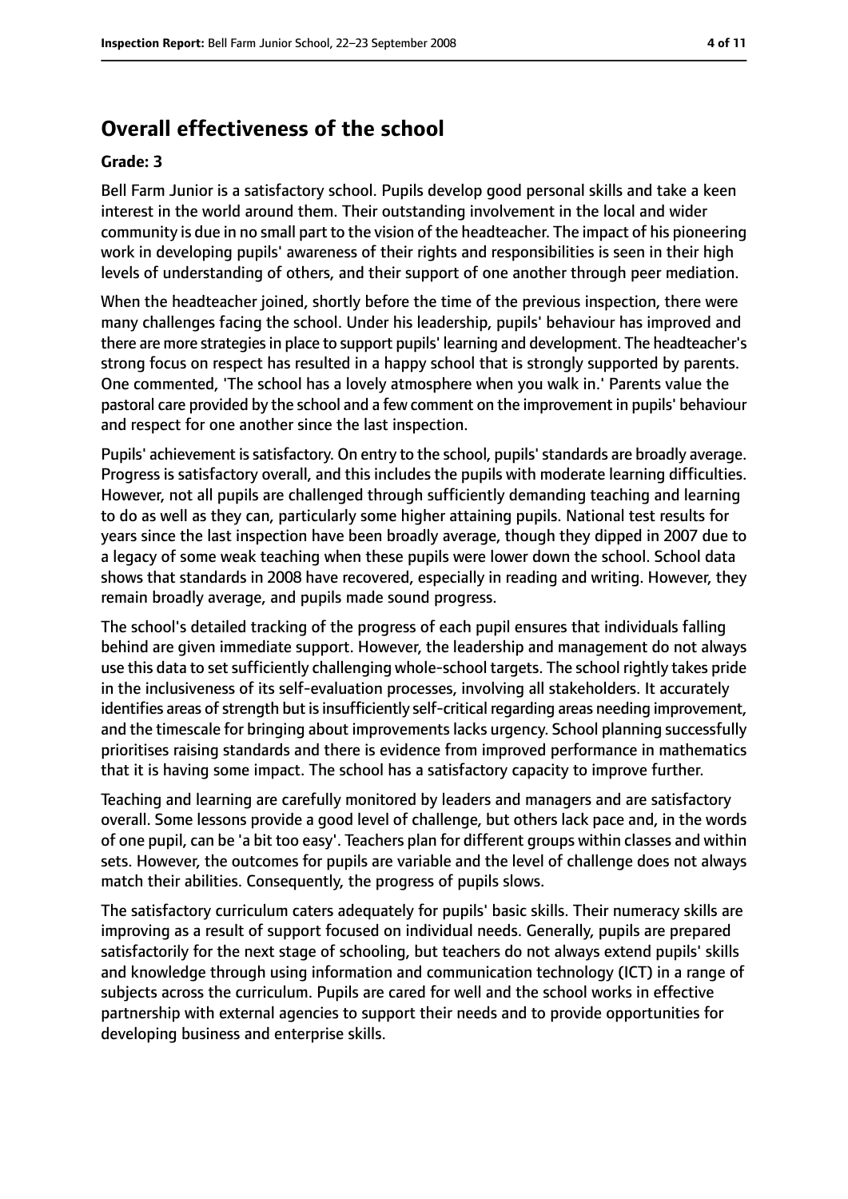## Overall effectiveness of the school

**Grade: 3**

Bell Farm Junior is a satisfactory school. Pupils develop good personal skills and take a keen interest in the world around them. Their outstanding involvement in the local and wider community is due in no small part to the vision of the headteacher. The impact of his pioneering work in developing pupils' awareness of their rights and responsibilities is seen in their high levels of understanding of others, and their support of one another through peer mediation.

When the headteacher joined, shortly before the time of the previous inspection, there were many challenges facing the school. Under his leadership, pupils' behaviour has improved and there are more strategies in place to support pupils' learning and development. The headteacher's strong focus on respect has resulted in a happy school that is strongly supported by parents. One commented, 'The school has a lovely atmosphere when you walk in.' Parents value the pastoral care provided by the school and a few comment on the improvement in pupils' behaviour and respect for one another since the last inspection.

Pupils' achievement is satisfactory. On entry to the school, pupils' standards are broadly average. Progress is satisfactory overall, and this includes the pupils with moderate learning difficulties. However, not all pupils are challenged through sufficiently demanding teaching and learning to do as well as they can, particularly some higher attaining pupils. National test results for years since the last inspection have been broadly average, though they dipped in 2007 due to a legacy of some weak teaching when these pupils were lower down the school. School data shows that standards in 2008 have recovered, especially in reading and writing. However, they remain broadly average, and pupils made sound progress.

The school's detailed tracking of the progress of each pupil ensures that individuals falling behind are given immediate support. However, the leadership and management do not always use this data to set sufficiently challenging whole-school targets. The school rightly takes pride in the inclusiveness of its self-evaluation processes, involving all stakeholders. It accurately identifies areas of strength but is insufficiently self-critical regarding areas needing improvement, and the timescale for bringing about improvements lacks urgency. School planning successfully prioritises raising standards and there is evidence from improved performance in mathematics that it is having some impact. The school has a satisfactory capacity to improve further.

Teaching and learning are carefully monitored by leaders and managers and are satisfactory overall. Some lessons provide a good level of challenge, but others lack pace and, in the words of one pupil, can be 'a bit too easy'. Teachers plan for different groups within classes and within sets. However, the outcomes for pupils are variable and the level of challenge does not always match their abilities. Consequently, the progress of pupils slows.

The satisfactory curriculum caters adequately for pupils' basic skills. Their numeracy skills are improving as a result of support focused on individual needs. Generally, pupils are prepared satisfactorily for the next stage of schooling, but teachers do not always extend pupils' skills and knowledge through using information and communication technology (ICT) in a range of subjects across the curriculum. Pupils are cared for well and the school works in effective partnership with external agencies to support their needs and to provide opportunities for developing business and enterprise skills.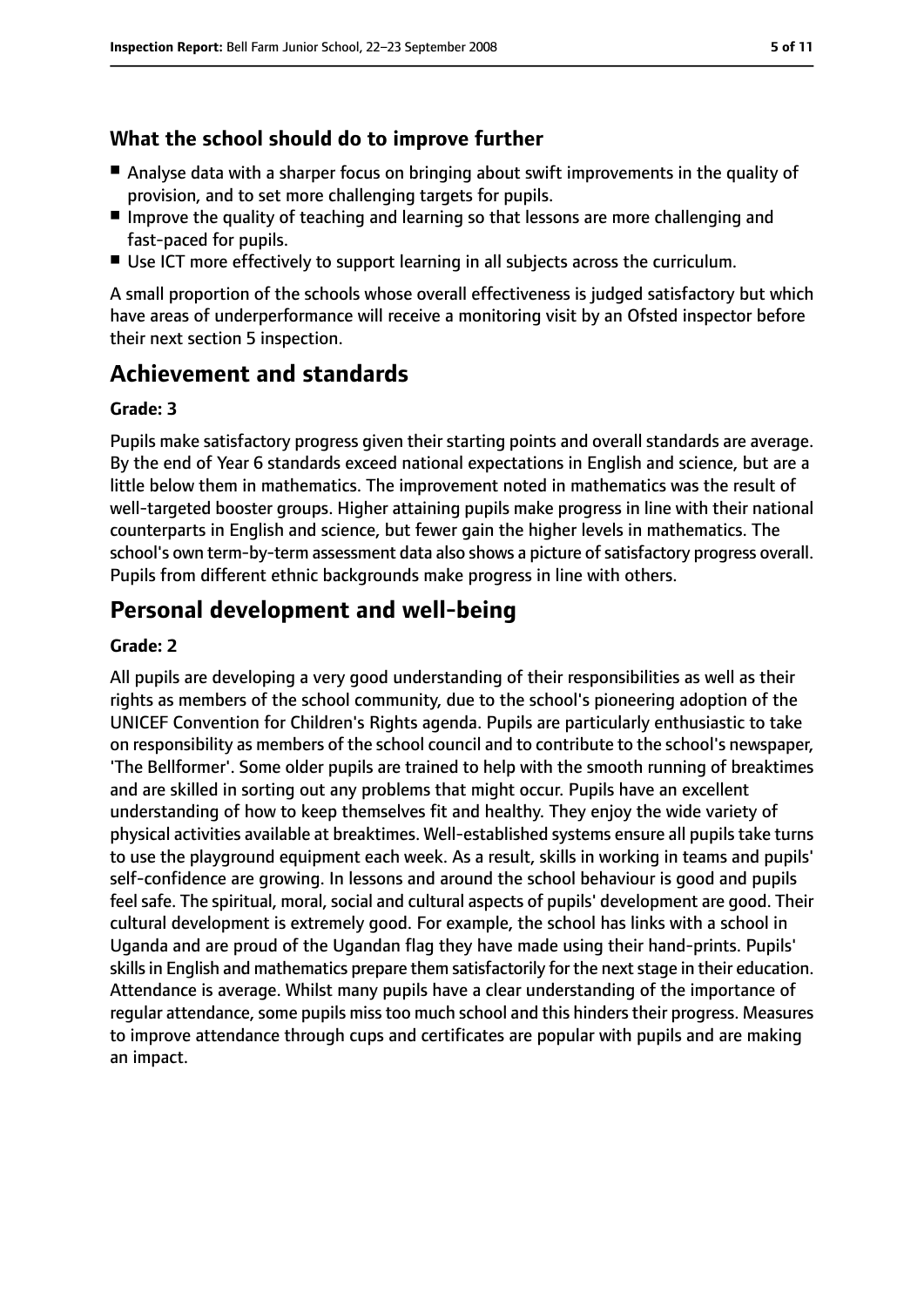### What the school should do to improve further

- Analyse data with a sharper focus on bringing about swift improvements in the quality of provision, and to set more challenging targets for pupils.
- Improve the quality of teaching and learning so that lessons are more challenging and fast-paced for pupils.
- Use ICT more effectively to support learning in all subjects across the curriculum.

A small proportion of the schools whose overall effectiveness is judged satisfactory but which have areas of underperformance will receive a monitoring visit by an Ofsted inspector before their next section 5 inspection.

## Achievement and standards

**Grade: 3**

Pupils make satisfactory progress given their starting points and overall standards are average. By the end of Year 6 standards exceed national expectations in English and science, but are a little below them in mathematics. The improvement noted in mathematics was the result of well-targeted booster groups. Higher attaining pupils make progress in line with their national counterparts in English and science, but fewer gain the higher levels in mathematics. The school's own term-by-term assessment data also shows a picture of satisfactory progress overall. Pupils from different ethnic backgrounds make progress in line with others.

## Personal development and well-being

**Grade: 2**

All pupils are developing a very good understanding of their responsibilities as well as their rights as members of the school community, due to the school's pioneering adoption of the UNICEF Convention for Children's Rights agenda. Pupils are particularly enthusiastic to take on responsibility as members of the school council and to contribute to the school's newspaper, 'The Bellformer'. Some older pupils are trained to help with the smooth running of breaktimes and are skilled in sorting out any problems that might occur. Pupils have an excellent understanding of how to keep themselves fit and healthy. They enjoy the wide variety of physical activities available at breaktimes. Well-established systems ensure all pupils take turns to use the playground equipment each week. As a result, skills in working in teams and pupils' self-confidence are growing. In lessons and around the school behaviour is good and pupils feel safe. The spiritual, moral, social and cultural aspects of pupils' development are good. Their cultural development is extremely good. For example, the school has links with a school in Uganda and are proud of the Ugandan flag they have made using their hand-prints. Pupils' skills in English and mathematics prepare them satisfactorily for the next stage in their education. Attendance is average. Whilst many pupils have a clear understanding of the importance of regular attendance, some pupils miss too much school and this hinders their progress. Measures to improve attendance through cups and certificates are popular with pupils and are making an impact.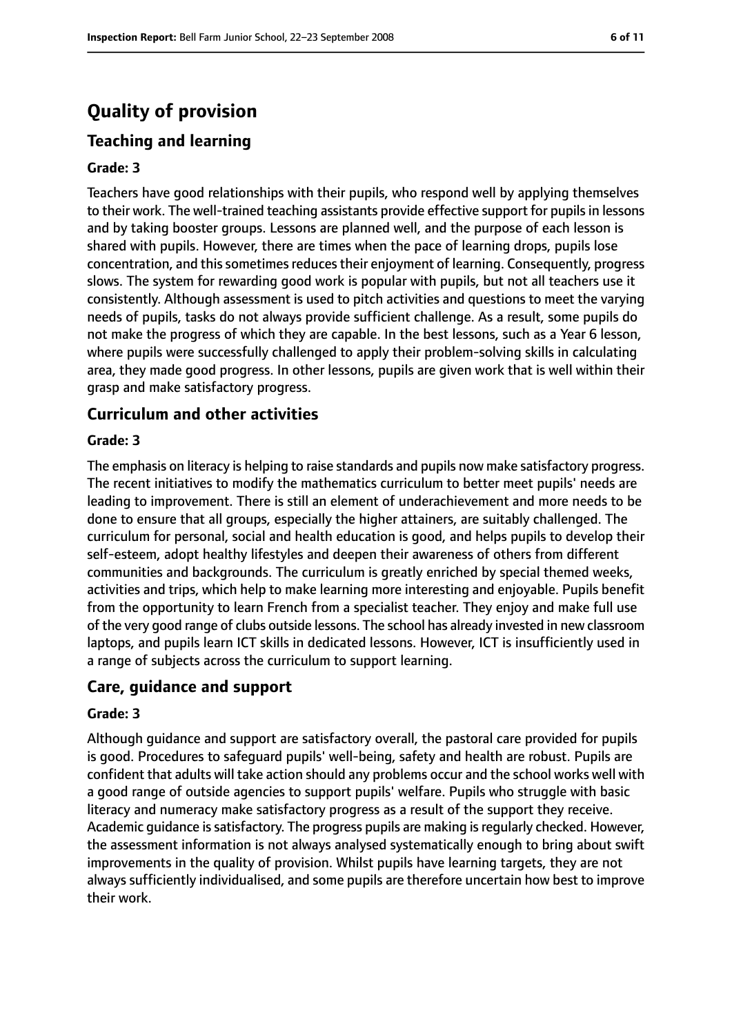# Quality of provision

## Teaching and learning

### Grade: 3

Teachers have good relationships with their pupils, who respond well by applying themselves to their work. The well-trained teaching assistants provide effective support for pupils in lessons and by taking booster groups. Lessons are planned well, and the purpose of each lesson is shared with pupils. However, there are times when the pace of learning drops, pupils lose concentration, and this sometimes reduces their enjoyment of learning. Consequently, progress slows. The system for rewarding good work is popular with pupils, but not all teachers use it consistently. Although assessment is used to pitch activities and questions to meet the varying needs of pupils, tasks do not always provide sufficient challenge. As a result, some pupils do not make the progress of which they are capable. In the best lessons, such as a Year 6 lesson, where pupils were successfully challenged to apply their problem-solving skills in calculating area, they made good progress. In other lessons, pupils are given work that is well within their grasp and make satisfactory progress.

## Curriculum and other activities

### Grade: 3

The emphasis on literacy is helping to raise standards and pupils now make satisfactory progress. The recent initiatives to modify the mathematics curriculum to better meet pupils' needs are leading to improvement. There is still an element of underachievement and more needs to be done to ensure that all groups, especially the higher attainers, are suitably challenged. The curriculum for personal, social and health education is good, and helps pupils to develop their self-esteem, adopt healthy lifestyles and deepen their awareness of others from different communities and backgrounds. The curriculum is greatly enriched by special themed weeks, activities and trips, which help to make learning more interesting and enjoyable. Pupils benefit from the opportunity to learn French from a specialist teacher. They enjoy and make full use of the very good range of clubs outside lessons. The school has already invested in new classroom laptops, and pupils learn ICT skills in dedicated lessons. However, ICT is insufficiently used in a range of subjects across the curriculum to support learning.

## Care, guidance and support

### Grade: 3

Although guidance and support are satisfactory overall, the pastoral care provided for pupils is good. Procedures to safeguard pupils' well-being, safety and health are robust. Pupils are confident that adults will take action should any problems occur and the school works well with a good range of outside agencies to support pupils' welfare. Pupils who struggle with basic literacy and numeracy make satisfactory progress as a result of the support they receive. Academic guidance is satisfactory. The progress pupils are making is regularly checked. However, the assessment information is not always analysed systematically enough to bring about swift improvements in the quality of provision. Whilst pupils have learning targets, they are not always sufficiently individualised, and some pupils are therefore uncertain how best to improve their work.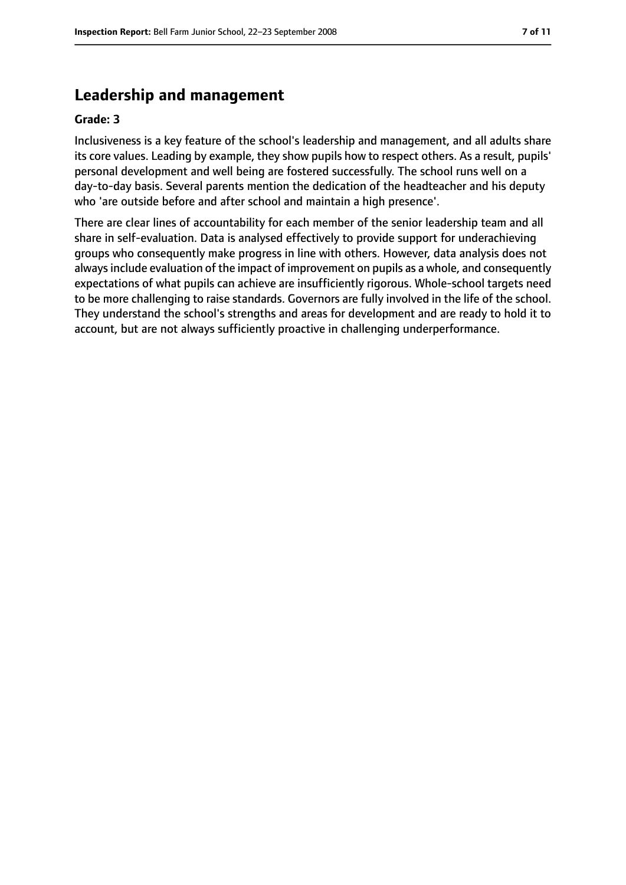## Leadership and management

**Grade: 3**

Inclusiveness is a key feature of the school's leadership and management, and all adults share its core values. Leading by example, they show pupils how to respect others. As a result, pupils' personal development and well being are fostered successfully. The school runs well on a day-to-day basis. Several parents mention the dedication of the headteacher and his deputy who 'are outside before and after school and maintain a high presence'.

There are clear lines of accountability for each member of the senior leadership team and all share in self-evaluation. Data is analysed effectively to provide support for underachieving groups who consequently make progress in line with others. However, data analysis does not always include evaluation of the impact of improvement on pupils as a whole, and consequently expectations of what pupils can achieve are insufficiently rigorous. Whole-school targets need to be more challenging to raise standards. Governors are fully involved in the life of the school. They understand the school's strengths and areas for development and are ready to hold it to account, but are not always sufficiently proactive in challenging underperformance.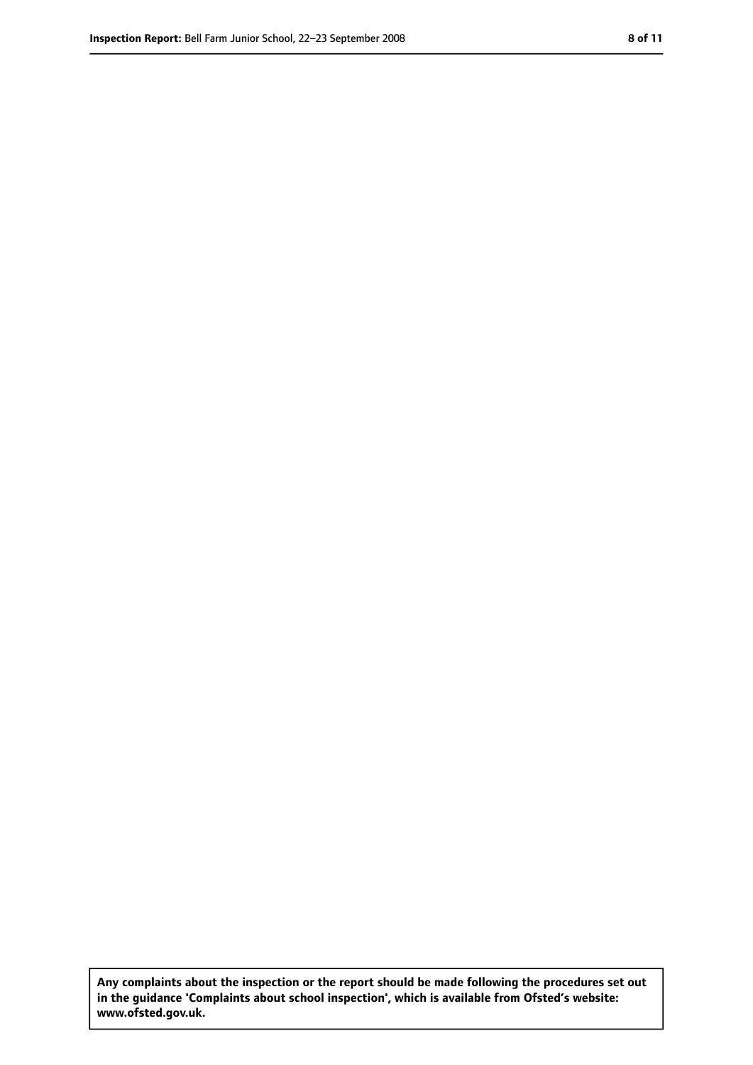**Any complaints about the inspection or the report should be made following the procedures set out in the guidance 'Complaints about school inspection', which is available from Ofsted's website: www.ofsted.gov.uk.**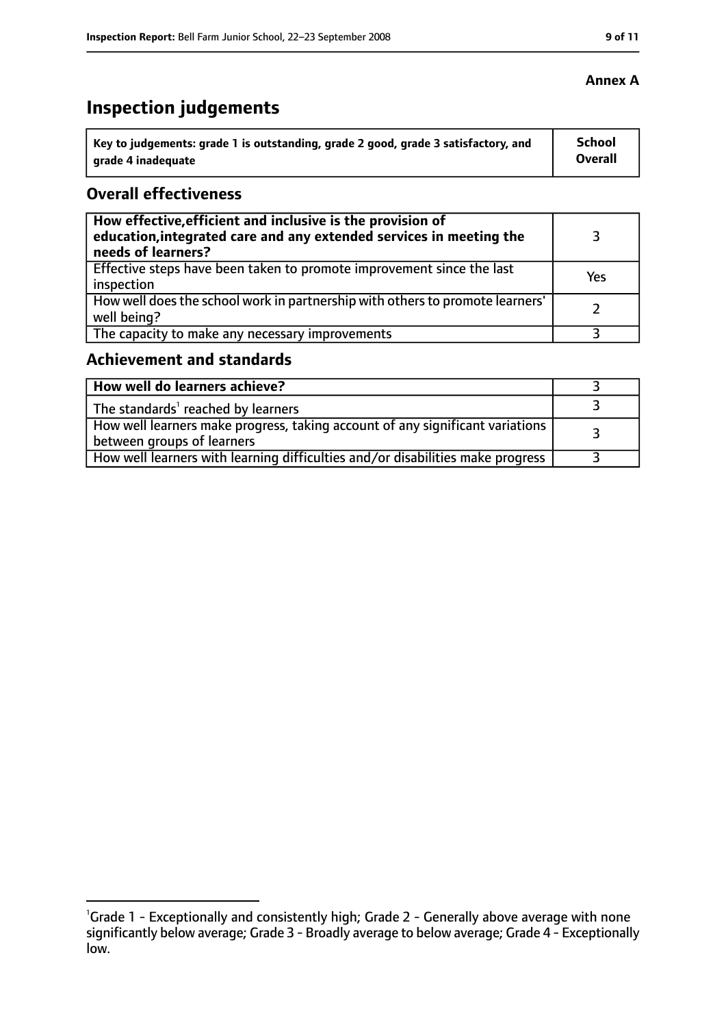**Annex A**

# Inspection judgements

| Key to judgements: grade 1 is outstanding, grade 2 good, grade 3 satisfactory, and grade 4 inadequate | School Overall |
|---|---|

## Overall effectiveness

| | |
|---|---|
| **How effective, efficient and inclusive is the provision of education, integrated care and any extended services in meeting the needs of learners?** | 3 |
| Effective steps have been taken to promote improvement since the last inspection | Yes |
| How well does the school work in partnership with others to promote learners' well being? | 2 |
| The capacity to make any necessary improvements | 3 |

## Achievement and standards

| | |
|---|---|
| **How well do learners achieve?** | 3 |
| The standards[1] reached by learners | 3 |
| How well learners make progress, taking account of any significant variations between groups of learners | 3 |
| How well learners with learning difficulties and/or disabilities make progress | 3 |

[1]Grade 1 - Exceptionally and consistently high; Grade 2 - Generally above average with none significantly below average; Grade 3 - Broadly average to below average; Grade 4 - Exceptionally low.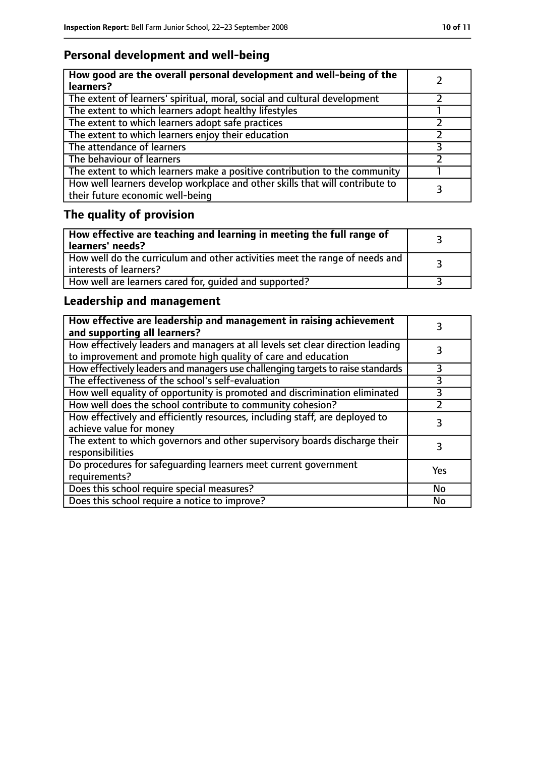## Personal development and well-being

| **How good are the overall personal development and well-being of the learners?** | 2 |
|---|---|
| The extent of learners' spiritual, moral, social and cultural development | 2 |
| The extent to which learners adopt healthy lifestyles | 1 |
| The extent to which learners adopt safe practices | 2 |
| The extent to which learners enjoy their education | 2 |
| The attendance of learners | 3 |
| The behaviour of learners | 2 |
| The extent to which learners make a positive contribution to the community | 1 |
| How well learners develop workplace and other skills that will contribute to their future economic well-being | 3 |

## The quality of provision

| **How effective are teaching and learning in meeting the full range of learners' needs?** | 3 |
|---|---|
| How well do the curriculum and other activities meet the range of needs and interests of learners? | 3 |
| How well are learners cared for, guided and supported? | 3 |

## Leadership and management

| **How effective are leadership and management in raising achievement and supporting all learners?** | 3 |
|---|---|
| How effectively leaders and managers at all levels set clear direction leading to improvement and promote high quality of care and education | 3 |
| How effectively leaders and managers use challenging targets to raise standards | 3 |
| The effectiveness of the school's self-evaluation | 3 |
| How well equality of opportunity is promoted and discrimination eliminated | 3 |
| How well does the school contribute to community cohesion? | 2 |
| How effectively and efficiently resources, including staff, are deployed to achieve value for money | 3 |
| The extent to which governors and other supervisory boards discharge their responsibilities | 3 |
| Do procedures for safeguarding learners meet current government requirements? | Yes |
| Does this school require special measures? | No |
| Does this school require a notice to improve? | No |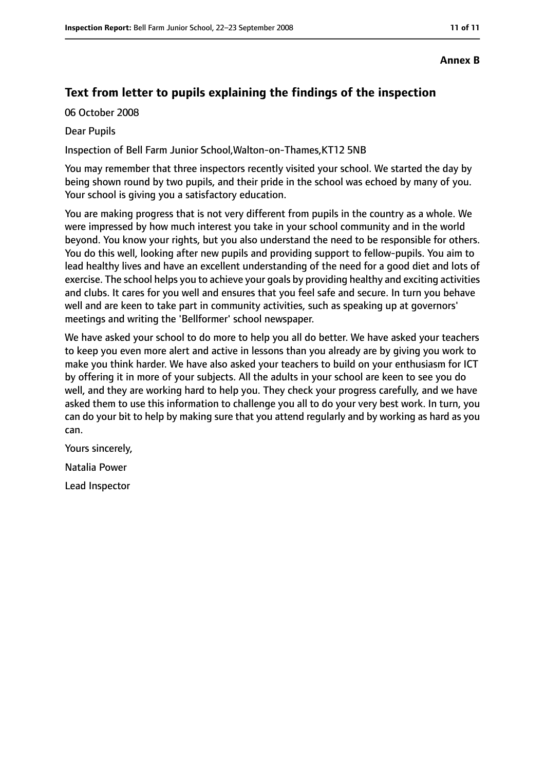**Annex B**

## Text from letter to pupils explaining the findings of the inspection

06 October 2008

Dear Pupils

Inspection of Bell Farm Junior School,Walton-on-Thames,KT12 5NB

You may remember that three inspectors recently visited your school. We started the day by being shown round by two pupils, and their pride in the school was echoed by many of you. Your school is giving you a satisfactory education.

You are making progress that is not very different from pupils in the country as a whole. We were impressed by how much interest you take in your school community and in the world beyond. You know your rights, but you also understand the need to be responsible for others. You do this well, looking after new pupils and providing support to fellow-pupils. You aim to lead healthy lives and have an excellent understanding of the need for a good diet and lots of exercise. The school helps you to achieve your goals by providing healthy and exciting activities and clubs. It cares for you well and ensures that you feel safe and secure. In turn you behave well and are keen to take part in community activities, such as speaking up at governors' meetings and writing the 'Bellformer' school newspaper.

We have asked your school to do more to help you all do better. We have asked your teachers to keep you even more alert and active in lessons than you already are by giving you work to make you think harder. We have also asked your teachers to build on your enthusiasm for ICT by offering it in more of your subjects. All the adults in your school are keen to see you do well, and they are working hard to help you. They check your progress carefully, and we have asked them to use this information to challenge you all to do your very best work. In turn, you can do your bit to help by making sure that you attend regularly and by working as hard as you can.

Yours sincerely,

Natalia Power

Lead Inspector